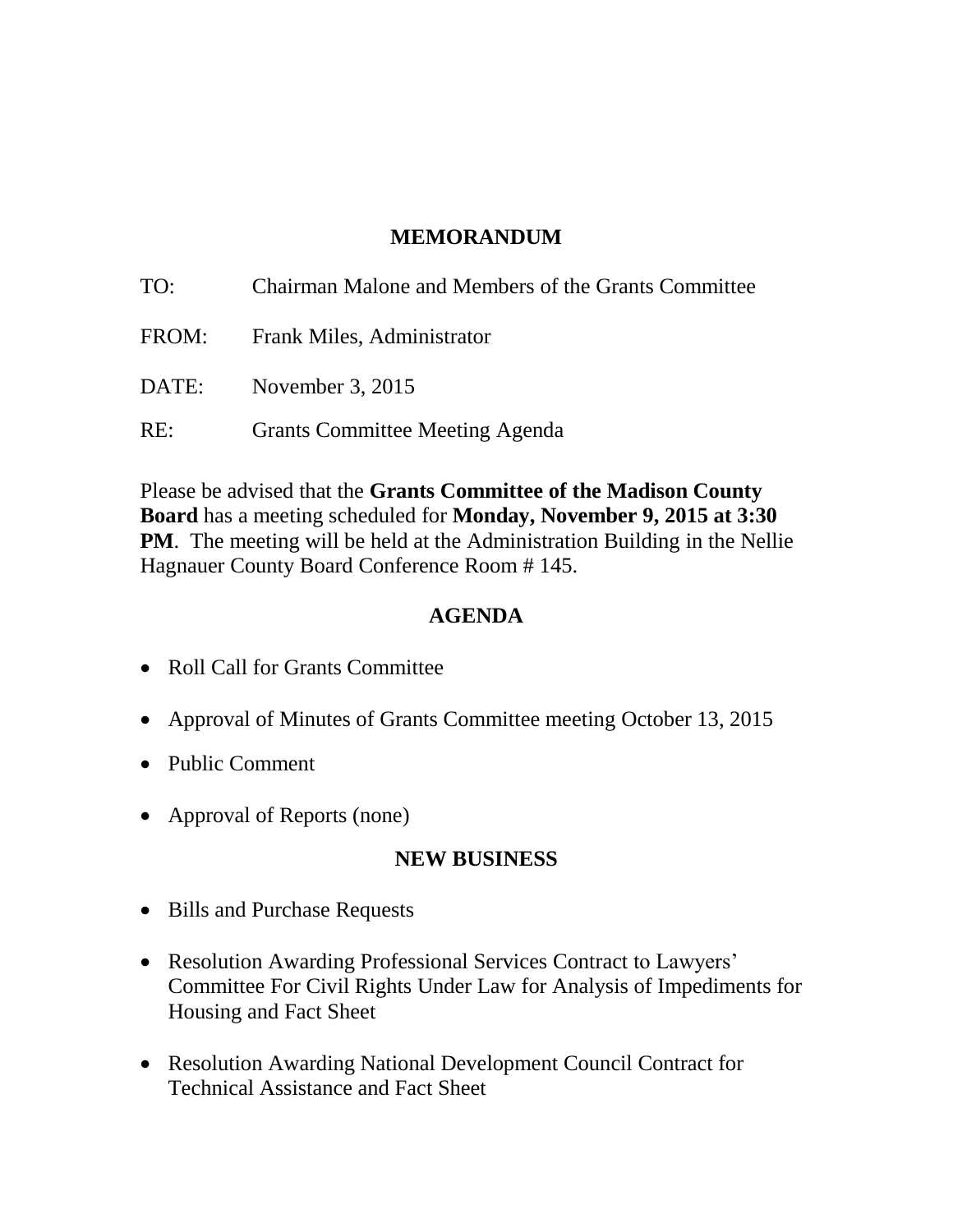# MEMORANDUM

TO: Chairman Malone and Members of the Grants Committee

FROM: Frank Miles, Administrator

DATE: November 3, 2015

RE: Grants Committee Meeting Agenda

Please be advised that the **Grants Committee of the Madison County Board** has a meeting scheduled for **Monday, November 9, 2015 at 3:30 PM**. The meeting will be held at the Administration Building in the Nellie Hagnauer County Board Conference Room # 145.

## AGENDA

- Roll Call for Grants Committee
- Approval of Minutes of Grants Committee meeting October 13, 2015
- Public Comment
- Approval of Reports (none)

## NEW BUSINESS

- Bills and Purchase Requests
- Resolution Awarding Professional Services Contract to Lawyers' Committee For Civil Rights Under Law for Analysis of Impediments for Housing and Fact Sheet
- Resolution Awarding National Development Council Contract for Technical Assistance and Fact Sheet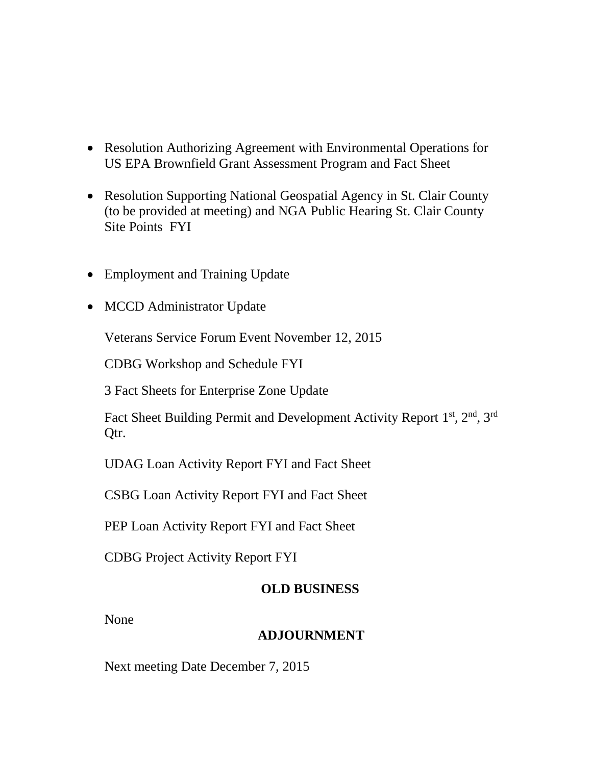- Resolution Authorizing Agreement with Environmental Operations for US EPA Brownfield Grant Assessment Program and Fact Sheet

- Resolution Supporting National Geospatial Agency in St. Clair County (to be provided at meeting) and NGA Public Hearing St. Clair County Site Points FYI

- Employment and Training Update

- MCCD Administrator Update

  Veterans Service Forum Event November 12, 2015

  CDBG Workshop and Schedule FYI

  3 Fact Sheets for Enterprise Zone Update

  Fact Sheet Building Permit and Development Activity Report 1st, 2nd, 3rd Qtr.

  UDAG Loan Activity Report FYI and Fact Sheet

  CSBG Loan Activity Report FYI and Fact Sheet

  PEP Loan Activity Report FYI and Fact Sheet

  CDBG Project Activity Report FYI

**OLD BUSINESS**

None

**ADJOURNMENT**

Next meeting Date December 7, 2015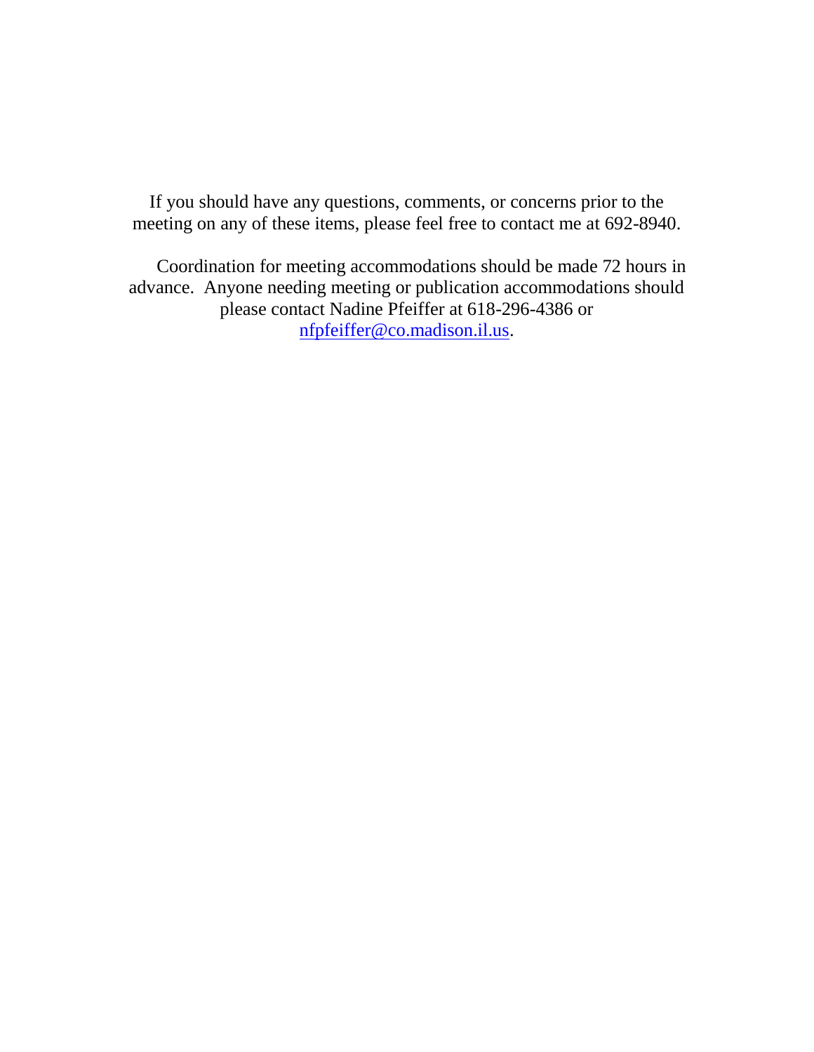If you should have any questions, comments, or concerns prior to the meeting on any of these items, please feel free to contact me at 692-8940.

Coordination for meeting accommodations should be made 72 hours in advance. Anyone needing meeting or publication accommodations should please contact Nadine Pfeiffer at 618-296-4386 or nfpfeiffer@co.madison.il.us.